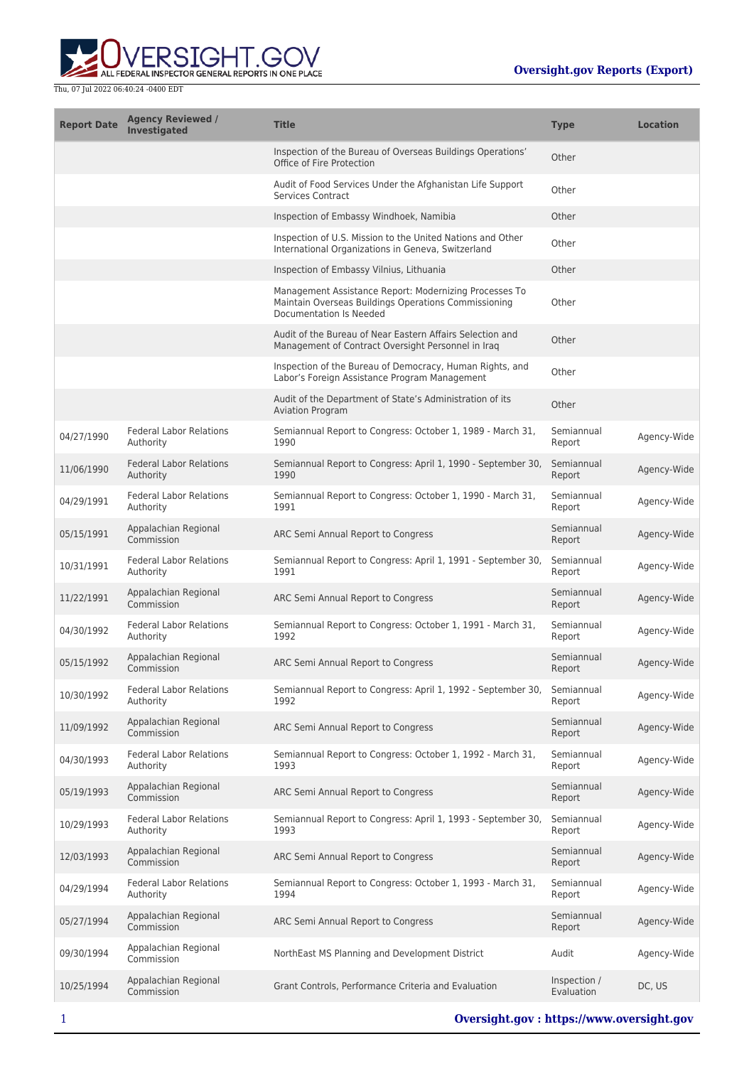| Report Date | Agency Reviewed / Investigated | Title | Type | Location |
|---|---|---|---|---|
| | | Inspection of the Bureau of Overseas Buildings Operations' Office of Fire Protection | Other | |
| | | Audit of Food Services Under the Afghanistan Life Support Services Contract | Other | |
| | | Inspection of Embassy Windhoek, Namibia | Other | |
| | | Inspection of U.S. Mission to the United Nations and Other International Organizations in Geneva, Switzerland | Other | |
| | | Inspection of Embassy Vilnius, Lithuania | Other | |
| | | Management Assistance Report: Modernizing Processes To Maintain Overseas Buildings Operations Commissioning Documentation Is Needed | Other | |
| | | Audit of the Bureau of Near Eastern Affairs Selection and Management of Contract Oversight Personnel in Iraq | Other | |
| | | Inspection of the Bureau of Democracy, Human Rights, and Labor's Foreign Assistance Program Management | Other | |
| | | Audit of the Department of State's Administration of its Aviation Program | Other | |
| 04/27/1990 | Federal Labor Relations Authority | Semiannual Report to Congress: October 1, 1989 - March 31, 1990 | Semiannual Report | Agency-Wide |
| 11/06/1990 | Federal Labor Relations Authority | Semiannual Report to Congress: April 1, 1990 - September 30, 1990 | Semiannual Report | Agency-Wide |
| 04/29/1991 | Federal Labor Relations Authority | Semiannual Report to Congress: October 1, 1990 - March 31, 1991 | Semiannual Report | Agency-Wide |
| 05/15/1991 | Appalachian Regional Commission | ARC Semi Annual Report to Congress | Semiannual Report | Agency-Wide |
| 10/31/1991 | Federal Labor Relations Authority | Semiannual Report to Congress: April 1, 1991 - September 30, 1991 | Semiannual Report | Agency-Wide |
| 11/22/1991 | Appalachian Regional Commission | ARC Semi Annual Report to Congress | Semiannual Report | Agency-Wide |
| 04/30/1992 | Federal Labor Relations Authority | Semiannual Report to Congress: October 1, 1991 - March 31, 1992 | Semiannual Report | Agency-Wide |
| 05/15/1992 | Appalachian Regional Commission | ARC Semi Annual Report to Congress | Semiannual Report | Agency-Wide |
| 10/30/1992 | Federal Labor Relations Authority | Semiannual Report to Congress: April 1, 1992 - September 30, 1992 | Semiannual Report | Agency-Wide |
| 11/09/1992 | Appalachian Regional Commission | ARC Semi Annual Report to Congress | Semiannual Report | Agency-Wide |
| 04/30/1993 | Federal Labor Relations Authority | Semiannual Report to Congress: October 1, 1992 - March 31, 1993 | Semiannual Report | Agency-Wide |
| 05/19/1993 | Appalachian Regional Commission | ARC Semi Annual Report to Congress | Semiannual Report | Agency-Wide |
| 10/29/1993 | Federal Labor Relations Authority | Semiannual Report to Congress: April 1, 1993 - September 30, 1993 | Semiannual Report | Agency-Wide |
| 12/03/1993 | Appalachian Regional Commission | ARC Semi Annual Report to Congress | Semiannual Report | Agency-Wide |
| 04/29/1994 | Federal Labor Relations Authority | Semiannual Report to Congress: October 1, 1993 - March 31, 1994 | Semiannual Report | Agency-Wide |
| 05/27/1994 | Appalachian Regional Commission | ARC Semi Annual Report to Congress | Semiannual Report | Agency-Wide |
| 09/30/1994 | Appalachian Regional Commission | NorthEast MS Planning and Development District | Audit | Agency-Wide |
| 10/25/1994 | Appalachian Regional Commission | Grant Controls, Performance Criteria and Evaluation | Inspection / Evaluation | DC, US |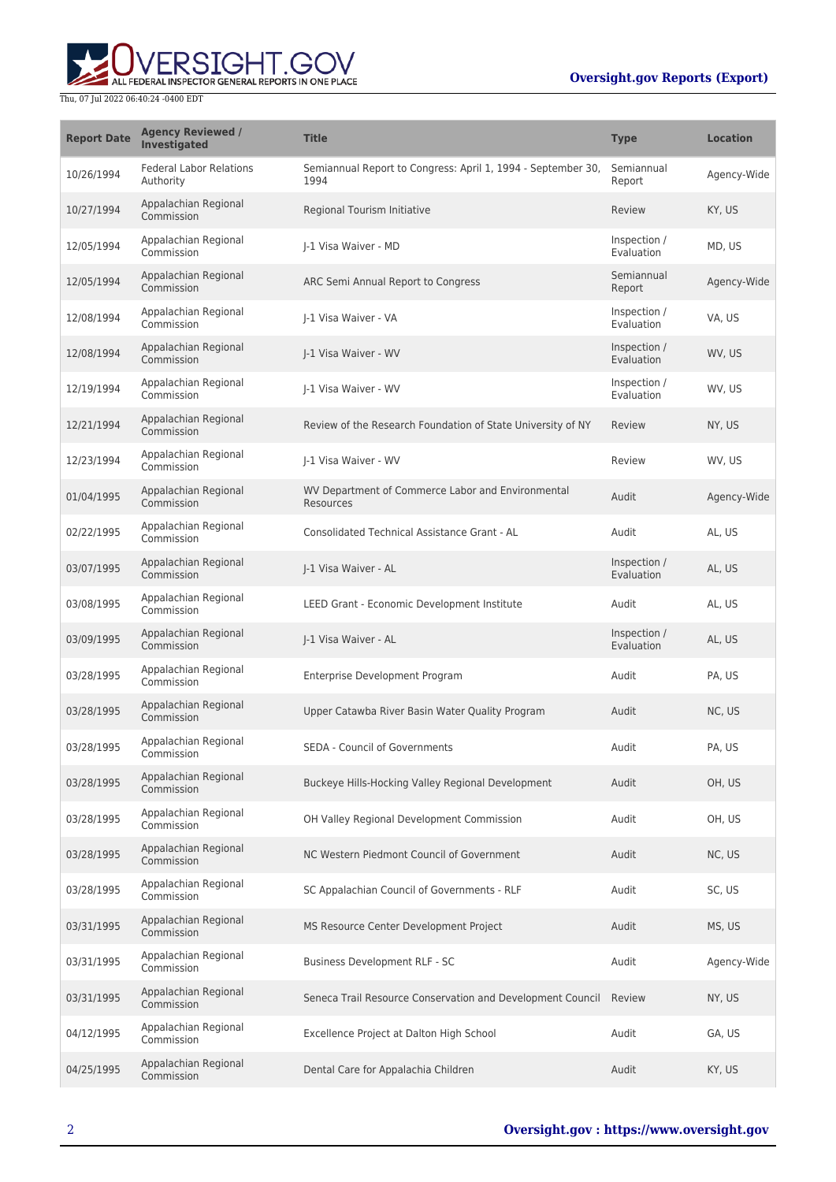| Report Date | Agency Reviewed / Investigated | Title | Type | Location |
| --- | --- | --- | --- | --- |
| 10/26/1994 | Federal Labor Relations Authority | Semiannual Report to Congress: April 1, 1994 - September 30, 1994 | Semiannual Report | Agency-Wide |
| 10/27/1994 | Appalachian Regional Commission | Regional Tourism Initiative | Review | KY, US |
| 12/05/1994 | Appalachian Regional Commission | J-1 Visa Waiver - MD | Inspection / Evaluation | MD, US |
| 12/05/1994 | Appalachian Regional Commission | ARC Semi Annual Report to Congress | Semiannual Report | Agency-Wide |
| 12/08/1994 | Appalachian Regional Commission | J-1 Visa Waiver - VA | Inspection / Evaluation | VA, US |
| 12/08/1994 | Appalachian Regional Commission | J-1 Visa Waiver - WV | Inspection / Evaluation | WV, US |
| 12/19/1994 | Appalachian Regional Commission | J-1 Visa Waiver - WV | Inspection / Evaluation | WV, US |
| 12/21/1994 | Appalachian Regional Commission | Review of the Research Foundation of State University of NY | Review | NY, US |
| 12/23/1994 | Appalachian Regional Commission | J-1 Visa Waiver - WV | Review | WV, US |
| 01/04/1995 | Appalachian Regional Commission | WV Department of Commerce Labor and Environmental Resources | Audit | Agency-Wide |
| 02/22/1995 | Appalachian Regional Commission | Consolidated Technical Assistance Grant - AL | Audit | AL, US |
| 03/07/1995 | Appalachian Regional Commission | J-1 Visa Waiver - AL | Inspection / Evaluation | AL, US |
| 03/08/1995 | Appalachian Regional Commission | LEED Grant - Economic Development Institute | Audit | AL, US |
| 03/09/1995 | Appalachian Regional Commission | J-1 Visa Waiver - AL | Inspection / Evaluation | AL, US |
| 03/28/1995 | Appalachian Regional Commission | Enterprise Development Program | Audit | PA, US |
| 03/28/1995 | Appalachian Regional Commission | Upper Catawba River Basin Water Quality Program | Audit | NC, US |
| 03/28/1995 | Appalachian Regional Commission | SEDA - Council of Governments | Audit | PA, US |
| 03/28/1995 | Appalachian Regional Commission | Buckeye Hills-Hocking Valley Regional Development | Audit | OH, US |
| 03/28/1995 | Appalachian Regional Commission | OH Valley Regional Development Commission | Audit | OH, US |
| 03/28/1995 | Appalachian Regional Commission | NC Western Piedmont Council of Government | Audit | NC, US |
| 03/28/1995 | Appalachian Regional Commission | SC Appalachian Council of Governments - RLF | Audit | SC, US |
| 03/31/1995 | Appalachian Regional Commission | MS Resource Center Development Project | Audit | MS, US |
| 03/31/1995 | Appalachian Regional Commission | Business Development RLF - SC | Audit | Agency-Wide |
| 03/31/1995 | Appalachian Regional Commission | Seneca Trail Resource Conservation and Development Council | Review | NY, US |
| 04/12/1995 | Appalachian Regional Commission | Excellence Project at Dalton High School | Audit | GA, US |
| 04/25/1995 | Appalachian Regional Commission | Dental Care for Appalachia Children | Audit | KY, US |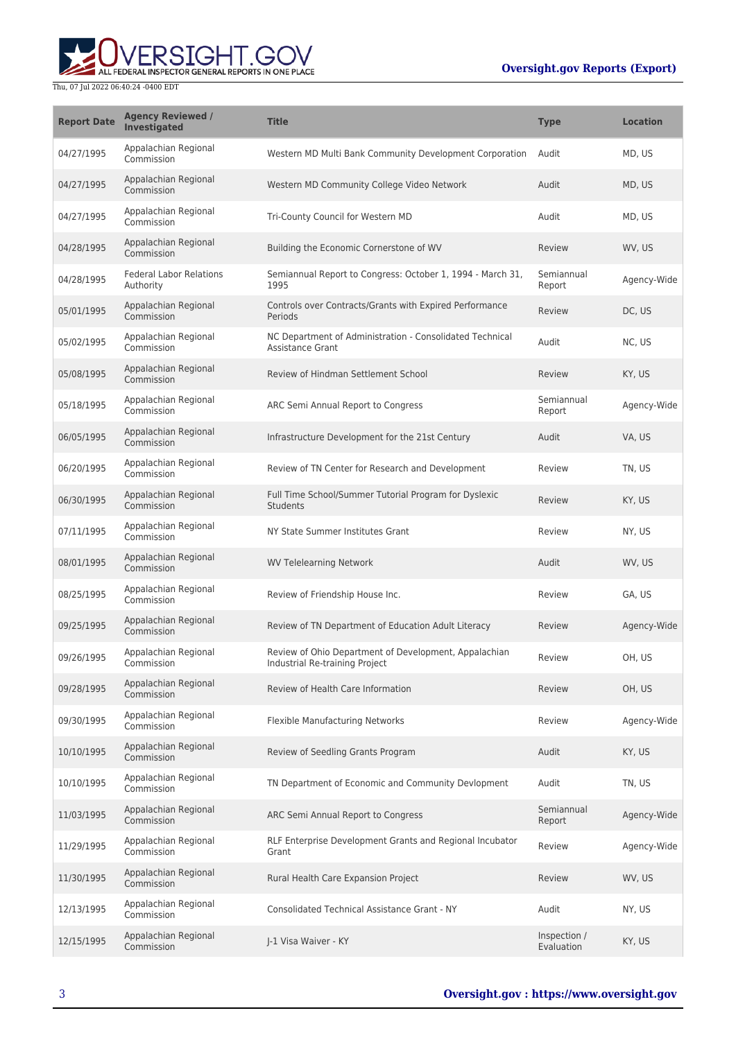| Report Date | Agency Reviewed / Investigated | Title | Type | Location |
| --- | --- | --- | --- | --- |
| 04/27/1995 | Appalachian Regional Commission | Western MD Multi Bank Community Development Corporation | Audit | MD, US |
| 04/27/1995 | Appalachian Regional Commission | Western MD Community College Video Network | Audit | MD, US |
| 04/27/1995 | Appalachian Regional Commission | Tri-County Council for Western MD | Audit | MD, US |
| 04/28/1995 | Appalachian Regional Commission | Building the Economic Cornerstone of WV | Review | WV, US |
| 04/28/1995 | Federal Labor Relations Authority | Semiannual Report to Congress: October 1, 1994 - March 31, 1995 | Semiannual Report | Agency-Wide |
| 05/01/1995 | Appalachian Regional Commission | Controls over Contracts/Grants with Expired Performance Periods | Review | DC, US |
| 05/02/1995 | Appalachian Regional Commission | NC Department of Administration - Consolidated Technical Assistance Grant | Audit | NC, US |
| 05/08/1995 | Appalachian Regional Commission | Review of Hindman Settlement School | Review | KY, US |
| 05/18/1995 | Appalachian Regional Commission | ARC Semi Annual Report to Congress | Semiannual Report | Agency-Wide |
| 06/05/1995 | Appalachian Regional Commission | Infrastructure Development for the 21st Century | Audit | VA, US |
| 06/20/1995 | Appalachian Regional Commission | Review of TN Center for Research and Development | Review | TN, US |
| 06/30/1995 | Appalachian Regional Commission | Full Time School/Summer Tutorial Program for Dyslexic Students | Review | KY, US |
| 07/11/1995 | Appalachian Regional Commission | NY State Summer Institutes Grant | Review | NY, US |
| 08/01/1995 | Appalachian Regional Commission | WV Telelearning Network | Audit | WV, US |
| 08/25/1995 | Appalachian Regional Commission | Review of Friendship House Inc. | Review | GA, US |
| 09/25/1995 | Appalachian Regional Commission | Review of TN Department of Education Adult Literacy | Review | Agency-Wide |
| 09/26/1995 | Appalachian Regional Commission | Review of Ohio Department of Development, Appalachian Industrial Re-training Project | Review | OH, US |
| 09/28/1995 | Appalachian Regional Commission | Review of Health Care Information | Review | OH, US |
| 09/30/1995 | Appalachian Regional Commission | Flexible Manufacturing Networks | Review | Agency-Wide |
| 10/10/1995 | Appalachian Regional Commission | Review of Seedling Grants Program | Audit | KY, US |
| 10/10/1995 | Appalachian Regional Commission | TN Department of Economic and Community Devlopment | Audit | TN, US |
| 11/03/1995 | Appalachian Regional Commission | ARC Semi Annual Report to Congress | Semiannual Report | Agency-Wide |
| 11/29/1995 | Appalachian Regional Commission | RLF Enterprise Development Grants and Regional Incubator Grant | Review | Agency-Wide |
| 11/30/1995 | Appalachian Regional Commission | Rural Health Care Expansion Project | Review | WV, US |
| 12/13/1995 | Appalachian Regional Commission | Consolidated Technical Assistance Grant - NY | Audit | NY, US |
| 12/15/1995 | Appalachian Regional Commission | J-1 Visa Waiver - KY | Inspection / Evaluation | KY, US |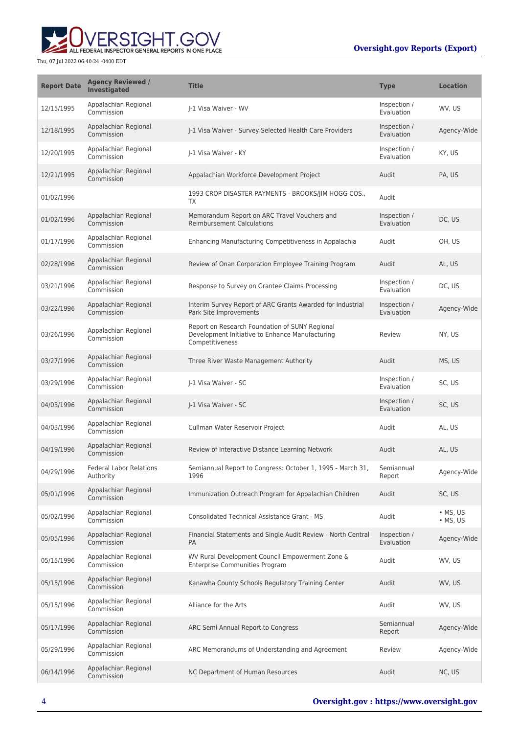| Report Date | Agency Reviewed / Investigated | Title | Type | Location |
|---|---|---|---|---|
| 12/15/1995 | Appalachian Regional Commission | J-1 Visa Waiver - WV | Inspection / Evaluation | WV, US |
| 12/18/1995 | Appalachian Regional Commission | J-1 Visa Waiver - Survey Selected Health Care Providers | Inspection / Evaluation | Agency-Wide |
| 12/20/1995 | Appalachian Regional Commission | J-1 Visa Waiver - KY | Inspection / Evaluation | KY, US |
| 12/21/1995 | Appalachian Regional Commission | Appalachian Workforce Development Project | Audit | PA, US |
| 01/02/1996 | | 1993 CROP DISASTER PAYMENTS - BROOKS/JIM HOGG COS., TX | Audit | |
| 01/02/1996 | Appalachian Regional Commission | Memorandum Report on ARC Travel Vouchers and Reimbursement Calculations | Inspection / Evaluation | DC, US |
| 01/17/1996 | Appalachian Regional Commission | Enhancing Manufacturing Competitiveness in Appalachia | Audit | OH, US |
| 02/28/1996 | Appalachian Regional Commission | Review of Onan Corporation Employee Training Program | Audit | AL, US |
| 03/21/1996 | Appalachian Regional Commission | Response to Survey on Grantee Claims Processing | Inspection / Evaluation | DC, US |
| 03/22/1996 | Appalachian Regional Commission | Interim Survey Report of ARC Grants Awarded for Industrial Park Site Improvements | Inspection / Evaluation | Agency-Wide |
| 03/26/1996 | Appalachian Regional Commission | Report on Research Foundation of SUNY Regional Development Initiative to Enhance Manufacturing Competitiveness | Review | NY, US |
| 03/27/1996 | Appalachian Regional Commission | Three River Waste Management Authority | Audit | MS, US |
| 03/29/1996 | Appalachian Regional Commission | J-1 Visa Waiver - SC | Inspection / Evaluation | SC, US |
| 04/03/1996 | Appalachian Regional Commission | J-1 Visa Waiver - SC | Inspection / Evaluation | SC, US |
| 04/03/1996 | Appalachian Regional Commission | Cullman Water Reservoir Project | Audit | AL, US |
| 04/19/1996 | Appalachian Regional Commission | Review of Interactive Distance Learning Network | Audit | AL, US |
| 04/29/1996 | Federal Labor Relations Authority | Semiannual Report to Congress: October 1, 1995 - March 31, 1996 | Semiannual Report | Agency-Wide |
| 05/01/1996 | Appalachian Regional Commission | Immunization Outreach Program for Appalachian Children | Audit | SC, US |
| 05/02/1996 | Appalachian Regional Commission | Consolidated Technical Assistance Grant - MS | Audit | • MS, US • MS, US |
| 05/05/1996 | Appalachian Regional Commission | Financial Statements and Single Audit Review - North Central PA | Inspection / Evaluation | Agency-Wide |
| 05/15/1996 | Appalachian Regional Commission | WV Rural Development Council Empowerment Zone & Enterprise Communities Program | Audit | WV, US |
| 05/15/1996 | Appalachian Regional Commission | Kanawha County Schools Regulatory Training Center | Audit | WV, US |
| 05/15/1996 | Appalachian Regional Commission | Alliance for the Arts | Audit | WV, US |
| 05/17/1996 | Appalachian Regional Commission | ARC Semi Annual Report to Congress | Semiannual Report | Agency-Wide |
| 05/29/1996 | Appalachian Regional Commission | ARC Memorandums of Understanding and Agreement | Review | Agency-Wide |
| 06/14/1996 | Appalachian Regional Commission | NC Department of Human Resources | Audit | NC, US |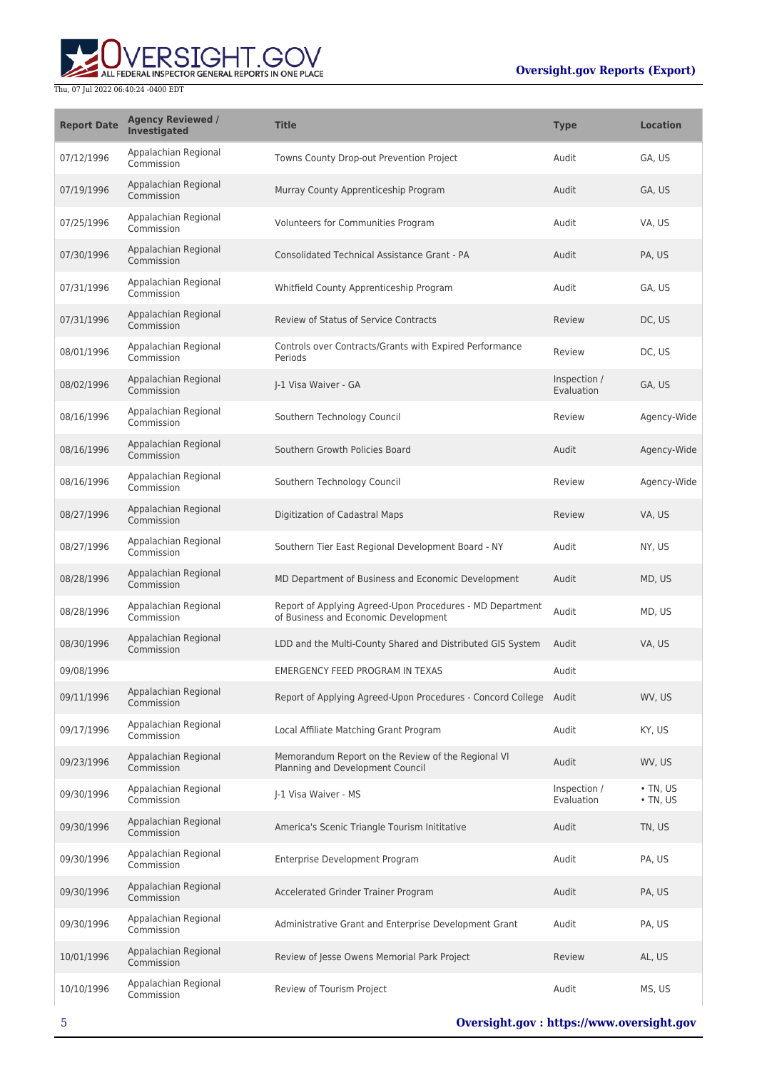| Report Date | Agency Reviewed / Investigated | Title | Type | Location |
| --- | --- | --- | --- | --- |
| 07/12/1996 | Appalachian Regional Commission | Towns County Drop-out Prevention Project | Audit | GA, US |
| 07/19/1996 | Appalachian Regional Commission | Murray County Apprenticeship Program | Audit | GA, US |
| 07/25/1996 | Appalachian Regional Commission | Volunteers for Communities Program | Audit | VA, US |
| 07/30/1996 | Appalachian Regional Commission | Consolidated Technical Assistance Grant - PA | Audit | PA, US |
| 07/31/1996 | Appalachian Regional Commission | Whitfield County Apprenticeship Program | Audit | GA, US |
| 07/31/1996 | Appalachian Regional Commission | Review of Status of Service Contracts | Review | DC, US |
| 08/01/1996 | Appalachian Regional Commission | Controls over Contracts/Grants with Expired Performance Periods | Review | DC, US |
| 08/02/1996 | Appalachian Regional Commission | J-1 Visa Waiver - GA | Inspection / Evaluation | GA, US |
| 08/16/1996 | Appalachian Regional Commission | Southern Technology Council | Review | Agency-Wide |
| 08/16/1996 | Appalachian Regional Commission | Southern Growth Policies Board | Audit | Agency-Wide |
| 08/16/1996 | Appalachian Regional Commission | Southern Technology Council | Review | Agency-Wide |
| 08/27/1996 | Appalachian Regional Commission | Digitization of Cadastral Maps | Review | VA, US |
| 08/27/1996 | Appalachian Regional Commission | Southern Tier East Regional Development Board - NY | Audit | NY, US |
| 08/28/1996 | Appalachian Regional Commission | MD Department of Business and Economic Development | Audit | MD, US |
| 08/28/1996 | Appalachian Regional Commission | Report of Applying Agreed-Upon Procedures - MD Department of Business and Economic Development | Audit | MD, US |
| 08/30/1996 | Appalachian Regional Commission | LDD and the Multi-County Shared and Distributed GIS System | Audit | VA, US |
| 09/08/1996 | | EMERGENCY FEED PROGRAM IN TEXAS | Audit | |
| 09/11/1996 | Appalachian Regional Commission | Report of Applying Agreed-Upon Procedures - Concord College | Audit | WV, US |
| 09/17/1996 | Appalachian Regional Commission | Local Affiliate Matching Grant Program | Audit | KY, US |
| 09/23/1996 | Appalachian Regional Commission | Memorandum Report on the Review of the Regional VI Planning and Development Council | Audit | WV, US |
| 09/30/1996 | Appalachian Regional Commission | J-1 Visa Waiver - MS | Inspection / Evaluation | • TN, US • TN, US |
| 09/30/1996 | Appalachian Regional Commission | America's Scenic Triangle Tourism Inititative | Audit | TN, US |
| 09/30/1996 | Appalachian Regional Commission | Enterprise Development Program | Audit | PA, US |
| 09/30/1996 | Appalachian Regional Commission | Accelerated Grinder Trainer Program | Audit | PA, US |
| 09/30/1996 | Appalachian Regional Commission | Administrative Grant and Enterprise Development Grant | Audit | PA, US |
| 10/01/1996 | Appalachian Regional Commission | Review of Jesse Owens Memorial Park Project | Review | AL, US |
| 10/10/1996 | Appalachian Regional Commission | Review of Tourism Project | Audit | MS, US |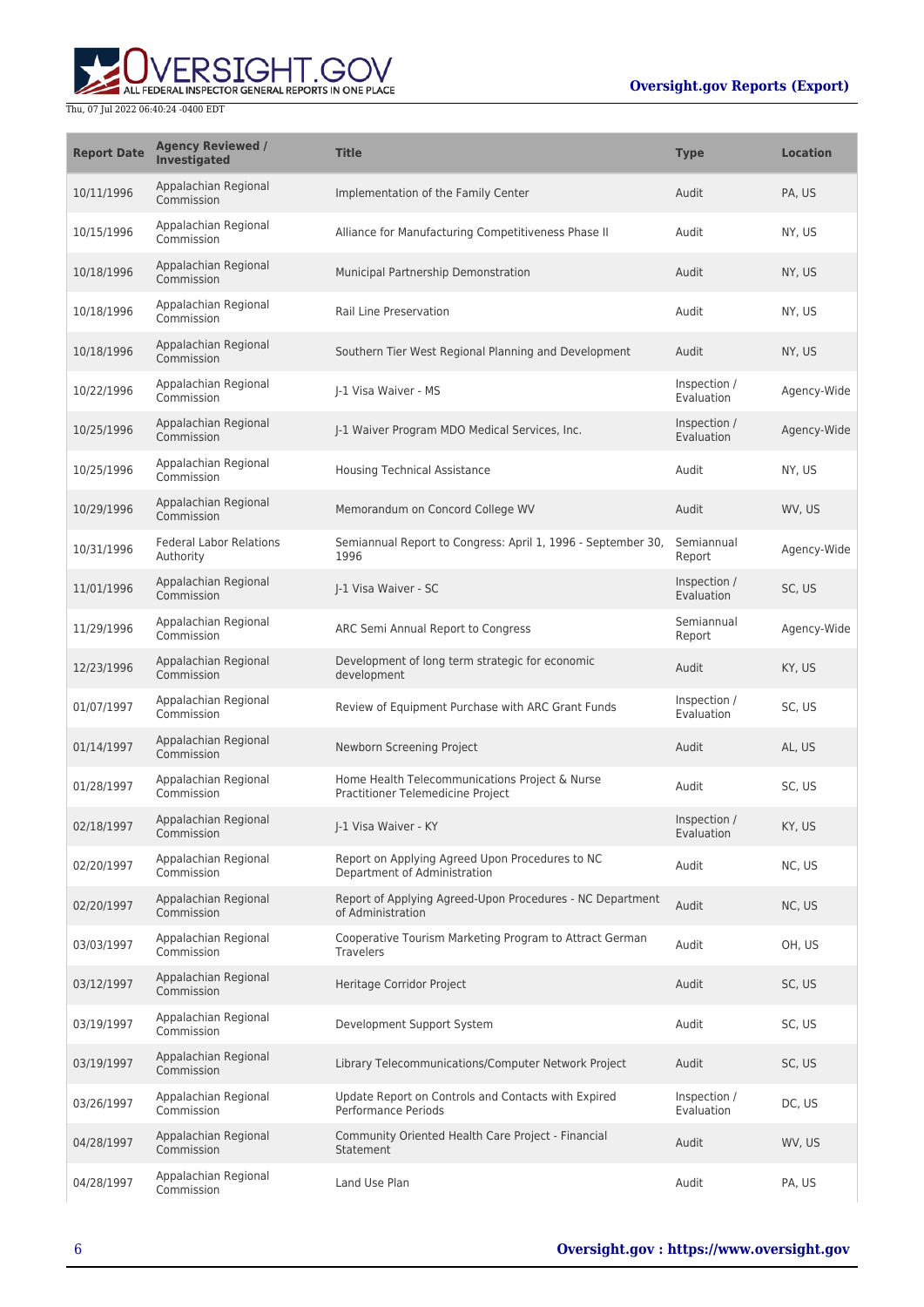| Report Date | Agency Reviewed / Investigated | Title | Type | Location |
|---|---|---|---|---|
| 10/11/1996 | Appalachian Regional Commission | Implementation of the Family Center | Audit | PA, US |
| 10/15/1996 | Appalachian Regional Commission | Alliance for Manufacturing Competitiveness Phase II | Audit | NY, US |
| 10/18/1996 | Appalachian Regional Commission | Municipal Partnership Demonstration | Audit | NY, US |
| 10/18/1996 | Appalachian Regional Commission | Rail Line Preservation | Audit | NY, US |
| 10/18/1996 | Appalachian Regional Commission | Southern Tier West Regional Planning and Development | Audit | NY, US |
| 10/22/1996 | Appalachian Regional Commission | J-1 Visa Waiver - MS | Inspection / Evaluation | Agency-Wide |
| 10/25/1996 | Appalachian Regional Commission | J-1 Waiver Program MDO Medical Services, Inc. | Inspection / Evaluation | Agency-Wide |
| 10/25/1996 | Appalachian Regional Commission | Housing Technical Assistance | Audit | NY, US |
| 10/29/1996 | Appalachian Regional Commission | Memorandum on Concord College WV | Audit | WV, US |
| 10/31/1996 | Federal Labor Relations Authority | Semiannual Report to Congress: April 1, 1996 - September 30, 1996 | Semiannual Report | Agency-Wide |
| 11/01/1996 | Appalachian Regional Commission | J-1 Visa Waiver - SC | Inspection / Evaluation | SC, US |
| 11/29/1996 | Appalachian Regional Commission | ARC Semi Annual Report to Congress | Semiannual Report | Agency-Wide |
| 12/23/1996 | Appalachian Regional Commission | Development of long term strategic for economic development | Audit | KY, US |
| 01/07/1997 | Appalachian Regional Commission | Review of Equipment Purchase with ARC Grant Funds | Inspection / Evaluation | SC, US |
| 01/14/1997 | Appalachian Regional Commission | Newborn Screening Project | Audit | AL, US |
| 01/28/1997 | Appalachian Regional Commission | Home Health Telecommunications Project & Nurse Practitioner Telemedicine Project | Audit | SC, US |
| 02/18/1997 | Appalachian Regional Commission | J-1 Visa Waiver - KY | Inspection / Evaluation | KY, US |
| 02/20/1997 | Appalachian Regional Commission | Report on Applying Agreed Upon Procedures to NC Department of Administration | Audit | NC, US |
| 02/20/1997 | Appalachian Regional Commission | Report of Applying Agreed-Upon Procedures - NC Department of Administration | Audit | NC, US |
| 03/03/1997 | Appalachian Regional Commission | Cooperative Tourism Marketing Program to Attract German Travelers | Audit | OH, US |
| 03/12/1997 | Appalachian Regional Commission | Heritage Corridor Project | Audit | SC, US |
| 03/19/1997 | Appalachian Regional Commission | Development Support System | Audit | SC, US |
| 03/19/1997 | Appalachian Regional Commission | Library Telecommunications/Computer Network Project | Audit | SC, US |
| 03/26/1997 | Appalachian Regional Commission | Update Report on Controls and Contacts with Expired Performance Periods | Inspection / Evaluation | DC, US |
| 04/28/1997 | Appalachian Regional Commission | Community Oriented Health Care Project - Financial Statement | Audit | WV, US |
| 04/28/1997 | Appalachian Regional Commission | Land Use Plan | Audit | PA, US |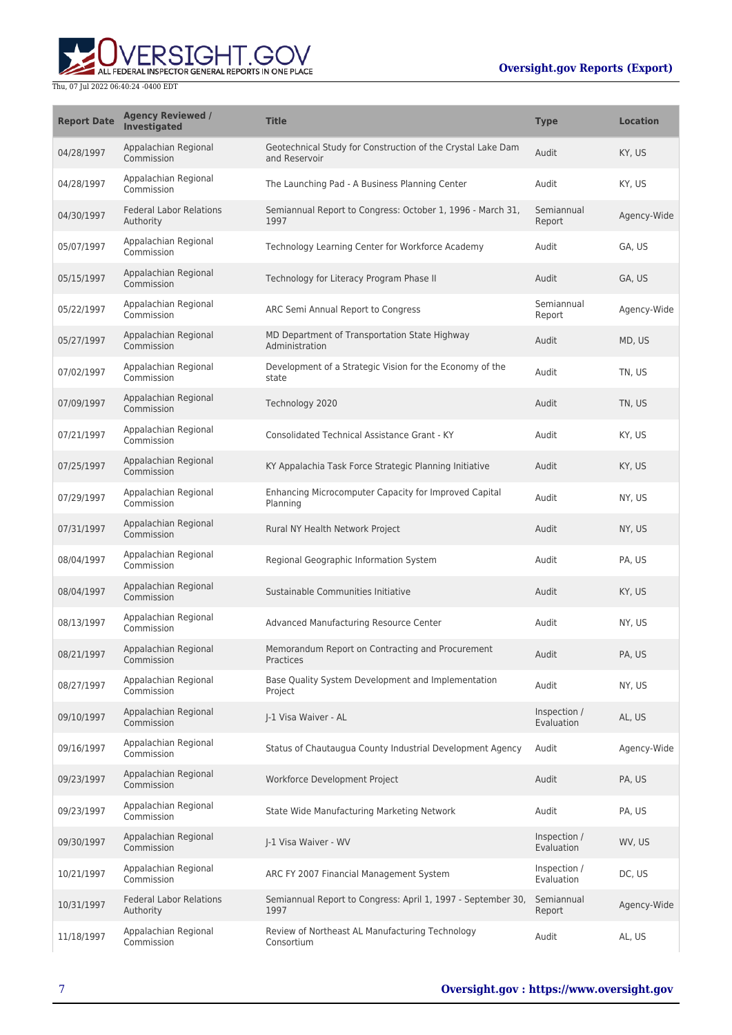| Report Date | Agency Reviewed / Investigated | Title | Type | Location |
| --- | --- | --- | --- | --- |
| 04/28/1997 | Appalachian Regional Commission | Geotechnical Study for Construction of the Crystal Lake Dam and Reservoir | Audit | KY, US |
| 04/28/1997 | Appalachian Regional Commission | The Launching Pad - A Business Planning Center | Audit | KY, US |
| 04/30/1997 | Federal Labor Relations Authority | Semiannual Report to Congress: October 1, 1996 - March 31, 1997 | Semiannual Report | Agency-Wide |
| 05/07/1997 | Appalachian Regional Commission | Technology Learning Center for Workforce Academy | Audit | GA, US |
| 05/15/1997 | Appalachian Regional Commission | Technology for Literacy Program Phase II | Audit | GA, US |
| 05/22/1997 | Appalachian Regional Commission | ARC Semi Annual Report to Congress | Semiannual Report | Agency-Wide |
| 05/27/1997 | Appalachian Regional Commission | MD Department of Transportation State Highway Administration | Audit | MD, US |
| 07/02/1997 | Appalachian Regional Commission | Development of a Strategic Vision for the Economy of the state | Audit | TN, US |
| 07/09/1997 | Appalachian Regional Commission | Technology 2020 | Audit | TN, US |
| 07/21/1997 | Appalachian Regional Commission | Consolidated Technical Assistance Grant - KY | Audit | KY, US |
| 07/25/1997 | Appalachian Regional Commission | KY Appalachia Task Force Strategic Planning Initiative | Audit | KY, US |
| 07/29/1997 | Appalachian Regional Commission | Enhancing Microcomputer Capacity for Improved Capital Planning | Audit | NY, US |
| 07/31/1997 | Appalachian Regional Commission | Rural NY Health Network Project | Audit | NY, US |
| 08/04/1997 | Appalachian Regional Commission | Regional Geographic Information System | Audit | PA, US |
| 08/04/1997 | Appalachian Regional Commission | Sustainable Communities Initiative | Audit | KY, US |
| 08/13/1997 | Appalachian Regional Commission | Advanced Manufacturing Resource Center | Audit | NY, US |
| 08/21/1997 | Appalachian Regional Commission | Memorandum Report on Contracting and Procurement Practices | Audit | PA, US |
| 08/27/1997 | Appalachian Regional Commission | Base Quality System Development and Implementation Project | Audit | NY, US |
| 09/10/1997 | Appalachian Regional Commission | J-1 Visa Waiver - AL | Inspection / Evaluation | AL, US |
| 09/16/1997 | Appalachian Regional Commission | Status of Chautaugua County Industrial Development Agency | Audit | Agency-Wide |
| 09/23/1997 | Appalachian Regional Commission | Workforce Development Project | Audit | PA, US |
| 09/23/1997 | Appalachian Regional Commission | State Wide Manufacturing Marketing Network | Audit | PA, US |
| 09/30/1997 | Appalachian Regional Commission | J-1 Visa Waiver - WV | Inspection / Evaluation | WV, US |
| 10/21/1997 | Appalachian Regional Commission | ARC FY 2007 Financial Management System | Inspection / Evaluation | DC, US |
| 10/31/1997 | Federal Labor Relations Authority | Semiannual Report to Congress: April 1, 1997 - September 30, 1997 | Semiannual Report | Agency-Wide |
| 11/18/1997 | Appalachian Regional Commission | Review of Northeast AL Manufacturing Technology Consortium | Audit | AL, US |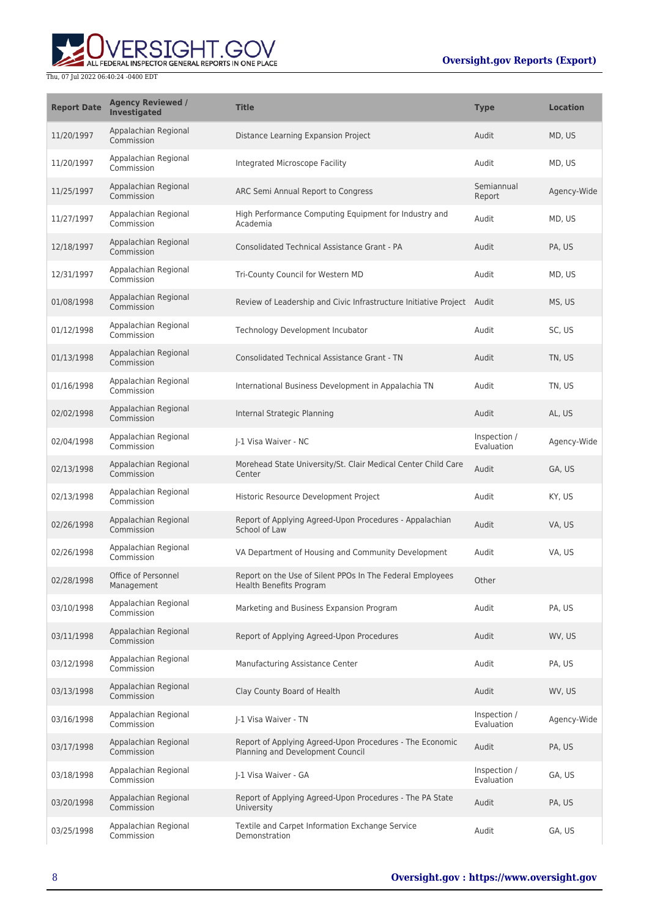| Report Date | Agency Reviewed / Investigated | Title | Type | Location |
|---|---|---|---|---|
| 11/20/1997 | Appalachian Regional Commission | Distance Learning Expansion Project | Audit | MD, US |
| 11/20/1997 | Appalachian Regional Commission | Integrated Microscope Facility | Audit | MD, US |
| 11/25/1997 | Appalachian Regional Commission | ARC Semi Annual Report to Congress | Semiannual Report | Agency-Wide |
| 11/27/1997 | Appalachian Regional Commission | High Performance Computing Equipment for Industry and Academia | Audit | MD, US |
| 12/18/1997 | Appalachian Regional Commission | Consolidated Technical Assistance Grant - PA | Audit | PA, US |
| 12/31/1997 | Appalachian Regional Commission | Tri-County Council for Western MD | Audit | MD, US |
| 01/08/1998 | Appalachian Regional Commission | Review of Leadership and Civic Infrastructure Initiative Project | Audit | MS, US |
| 01/12/1998 | Appalachian Regional Commission | Technology Development Incubator | Audit | SC, US |
| 01/13/1998 | Appalachian Regional Commission | Consolidated Technical Assistance Grant - TN | Audit | TN, US |
| 01/16/1998 | Appalachian Regional Commission | International Business Development in Appalachia TN | Audit | TN, US |
| 02/02/1998 | Appalachian Regional Commission | Internal Strategic Planning | Audit | AL, US |
| 02/04/1998 | Appalachian Regional Commission | J-1 Visa Waiver - NC | Inspection / Evaluation | Agency-Wide |
| 02/13/1998 | Appalachian Regional Commission | Morehead State University/St. Clair Medical Center Child Care Center | Audit | GA, US |
| 02/13/1998 | Appalachian Regional Commission | Historic Resource Development Project | Audit | KY, US |
| 02/26/1998 | Appalachian Regional Commission | Report of Applying Agreed-Upon Procedures - Appalachian School of Law | Audit | VA, US |
| 02/26/1998 | Appalachian Regional Commission | VA Department of Housing and Community Development | Audit | VA, US |
| 02/28/1998 | Office of Personnel Management | Report on the Use of Silent PPOs In The Federal Employees Health Benefits Program | Other | |
| 03/10/1998 | Appalachian Regional Commission | Marketing and Business Expansion Program | Audit | PA, US |
| 03/11/1998 | Appalachian Regional Commission | Report of Applying Agreed-Upon Procedures | Audit | WV, US |
| 03/12/1998 | Appalachian Regional Commission | Manufacturing Assistance Center | Audit | PA, US |
| 03/13/1998 | Appalachian Regional Commission | Clay County Board of Health | Audit | WV, US |
| 03/16/1998 | Appalachian Regional Commission | J-1 Visa Waiver - TN | Inspection / Evaluation | Agency-Wide |
| 03/17/1998 | Appalachian Regional Commission | Report of Applying Agreed-Upon Procedures - The Economic Planning and Development Council | Audit | PA, US |
| 03/18/1998 | Appalachian Regional Commission | J-1 Visa Waiver - GA | Inspection / Evaluation | GA, US |
| 03/20/1998 | Appalachian Regional Commission | Report of Applying Agreed-Upon Procedures - The PA State University | Audit | PA, US |
| 03/25/1998 | Appalachian Regional Commission | Textile and Carpet Information Exchange Service Demonstration | Audit | GA, US |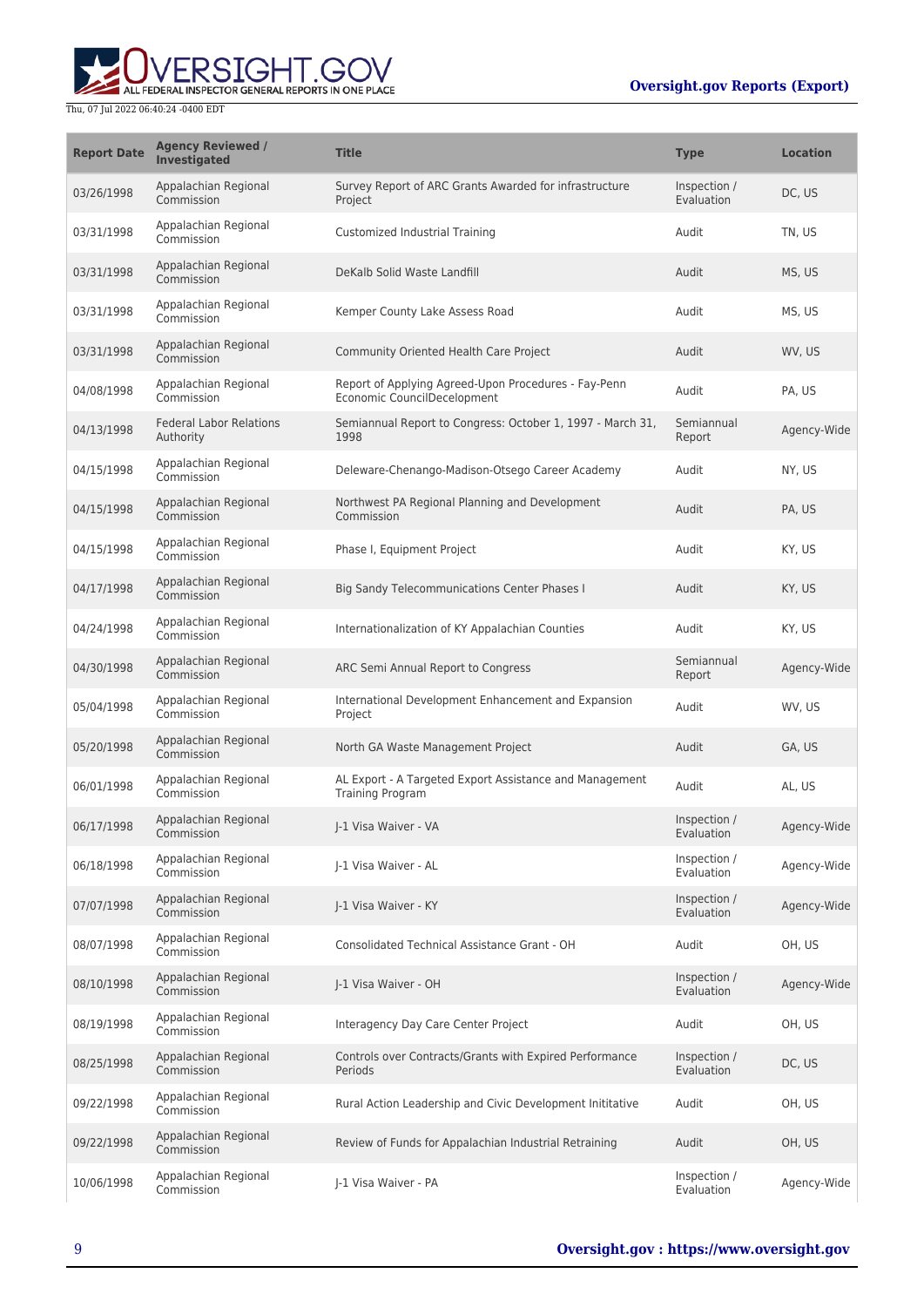| Report Date | Agency Reviewed / Investigated | Title | Type | Location |
| --- | --- | --- | --- | --- |
| 03/26/1998 | Appalachian Regional Commission | Survey Report of ARC Grants Awarded for infrastructure Project | Inspection / Evaluation | DC, US |
| 03/31/1998 | Appalachian Regional Commission | Customized Industrial Training | Audit | TN, US |
| 03/31/1998 | Appalachian Regional Commission | DeKalb Solid Waste Landfill | Audit | MS, US |
| 03/31/1998 | Appalachian Regional Commission | Kemper County Lake Assess Road | Audit | MS, US |
| 03/31/1998 | Appalachian Regional Commission | Community Oriented Health Care Project | Audit | WV, US |
| 04/08/1998 | Appalachian Regional Commission | Report of Applying Agreed-Upon Procedures - Fay-Penn Economic CouncilDecelopment | Audit | PA, US |
| 04/13/1998 | Federal Labor Relations Authority | Semiannual Report to Congress: October 1, 1997 - March 31, 1998 | Semiannual Report | Agency-Wide |
| 04/15/1998 | Appalachian Regional Commission | Deleware-Chenango-Madison-Otsego Career Academy | Audit | NY, US |
| 04/15/1998 | Appalachian Regional Commission | Northwest PA Regional Planning and Development Commission | Audit | PA, US |
| 04/15/1998 | Appalachian Regional Commission | Phase I, Equipment Project | Audit | KY, US |
| 04/17/1998 | Appalachian Regional Commission | Big Sandy Telecommunications Center Phases I | Audit | KY, US |
| 04/24/1998 | Appalachian Regional Commission | Internationalization of KY Appalachian Counties | Audit | KY, US |
| 04/30/1998 | Appalachian Regional Commission | ARC Semi Annual Report to Congress | Semiannual Report | Agency-Wide |
| 05/04/1998 | Appalachian Regional Commission | International Development Enhancement and Expansion Project | Audit | WV, US |
| 05/20/1998 | Appalachian Regional Commission | North GA Waste Management Project | Audit | GA, US |
| 06/01/1998 | Appalachian Regional Commission | AL Export - A Targeted Export Assistance and Management Training Program | Audit | AL, US |
| 06/17/1998 | Appalachian Regional Commission | J-1 Visa Waiver - VA | Inspection / Evaluation | Agency-Wide |
| 06/18/1998 | Appalachian Regional Commission | J-1 Visa Waiver - AL | Inspection / Evaluation | Agency-Wide |
| 07/07/1998 | Appalachian Regional Commission | J-1 Visa Waiver - KY | Inspection / Evaluation | Agency-Wide |
| 08/07/1998 | Appalachian Regional Commission | Consolidated Technical Assistance Grant - OH | Audit | OH, US |
| 08/10/1998 | Appalachian Regional Commission | J-1 Visa Waiver - OH | Inspection / Evaluation | Agency-Wide |
| 08/19/1998 | Appalachian Regional Commission | Interagency Day Care Center Project | Audit | OH, US |
| 08/25/1998 | Appalachian Regional Commission | Controls over Contracts/Grants with Expired Performance Periods | Inspection / Evaluation | DC, US |
| 09/22/1998 | Appalachian Regional Commission | Rural Action Leadership and Civic Development Inititative | Audit | OH, US |
| 09/22/1998 | Appalachian Regional Commission | Review of Funds for Appalachian Industrial Retraining | Audit | OH, US |
| 10/06/1998 | Appalachian Regional Commission | J-1 Visa Waiver - PA | Inspection / Evaluation | Agency-Wide |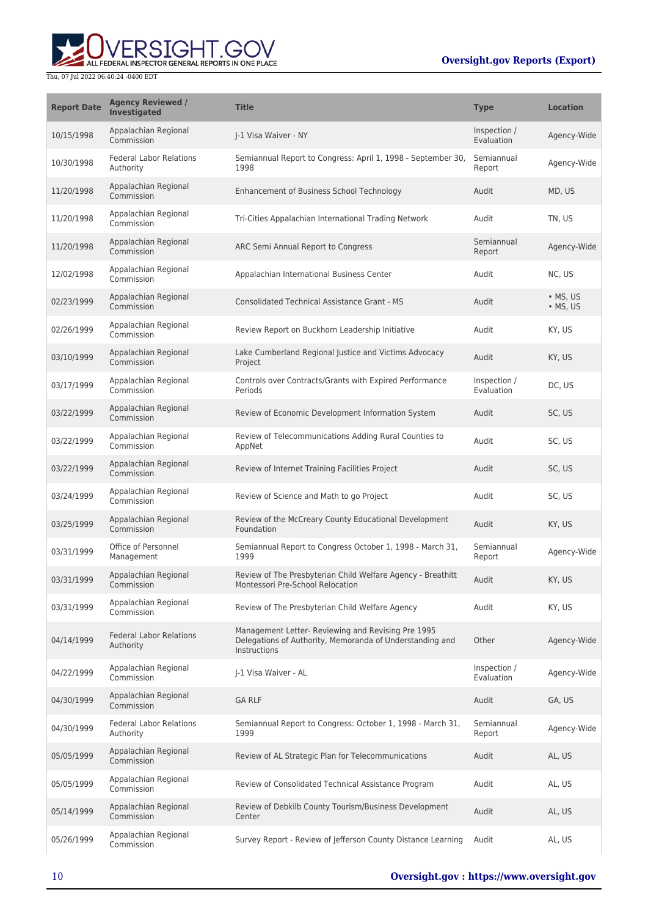| Report Date | Agency Reviewed / Investigated | Title | Type | Location |
|---|---|---|---|---|
| 10/15/1998 | Appalachian Regional Commission | J-1 Visa Waiver - NY | Inspection / Evaluation | Agency-Wide |
| 10/30/1998 | Federal Labor Relations Authority | Semiannual Report to Congress: April 1, 1998 - September 30, 1998 | Semiannual Report | Agency-Wide |
| 11/20/1998 | Appalachian Regional Commission | Enhancement of Business School Technology | Audit | MD, US |
| 11/20/1998 | Appalachian Regional Commission | Tri-Cities Appalachian International Trading Network | Audit | TN, US |
| 11/20/1998 | Appalachian Regional Commission | ARC Semi Annual Report to Congress | Semiannual Report | Agency-Wide |
| 12/02/1998 | Appalachian Regional Commission | Appalachian International Business Center | Audit | NC, US |
| 02/23/1999 | Appalachian Regional Commission | Consolidated Technical Assistance Grant - MS | Audit | • MS, US<br>• MS, US |
| 02/26/1999 | Appalachian Regional Commission | Review Report on Buckhorn Leadership Initiative | Audit | KY, US |
| 03/10/1999 | Appalachian Regional Commission | Lake Cumberland Regional Justice and Victims Advocacy Project | Audit | KY, US |
| 03/17/1999 | Appalachian Regional Commission | Controls over Contracts/Grants with Expired Performance Periods | Inspection / Evaluation | DC, US |
| 03/22/1999 | Appalachian Regional Commission | Review of Economic Development Information System | Audit | SC, US |
| 03/22/1999 | Appalachian Regional Commission | Review of Telecommunications Adding Rural Counties to AppNet | Audit | SC, US |
| 03/22/1999 | Appalachian Regional Commission | Review of Internet Training Facilities Project | Audit | SC, US |
| 03/24/1999 | Appalachian Regional Commission | Review of Science and Math to go Project | Audit | SC, US |
| 03/25/1999 | Appalachian Regional Commission | Review of the McCreary County Educational Development Foundation | Audit | KY, US |
| 03/31/1999 | Office of Personnel Management | Semiannual Report to Congress October 1, 1998 - March 31, 1999 | Semiannual Report | Agency-Wide |
| 03/31/1999 | Appalachian Regional Commission | Review of The Presbyterian Child Welfare Agency - Breathitt Montessori Pre-School Relocation | Audit | KY, US |
| 03/31/1999 | Appalachian Regional Commission | Review of The Presbyterian Child Welfare Agency | Audit | KY, US |
| 04/14/1999 | Federal Labor Relations Authority | Management Letter- Reviewing and Revising Pre 1995 Delegations of Authority, Memoranda of Understanding and Instructions | Other | Agency-Wide |
| 04/22/1999 | Appalachian Regional Commission | J-1 Visa Waiver - AL | Inspection / Evaluation | Agency-Wide |
| 04/30/1999 | Appalachian Regional Commission | GA RLF | Audit | GA, US |
| 04/30/1999 | Federal Labor Relations Authority | Semiannual Report to Congress: October 1, 1998 - March 31, 1999 | Semiannual Report | Agency-Wide |
| 05/05/1999 | Appalachian Regional Commission | Review of AL Strategic Plan for Telecommunications | Audit | AL, US |
| 05/05/1999 | Appalachian Regional Commission | Review of Consolidated Technical Assistance Program | Audit | AL, US |
| 05/14/1999 | Appalachian Regional Commission | Review of Debkilb County Tourism/Business Development Center | Audit | AL, US |
| 05/26/1999 | Appalachian Regional Commission | Survey Report - Review of Jefferson County Distance Learning | Audit | AL, US |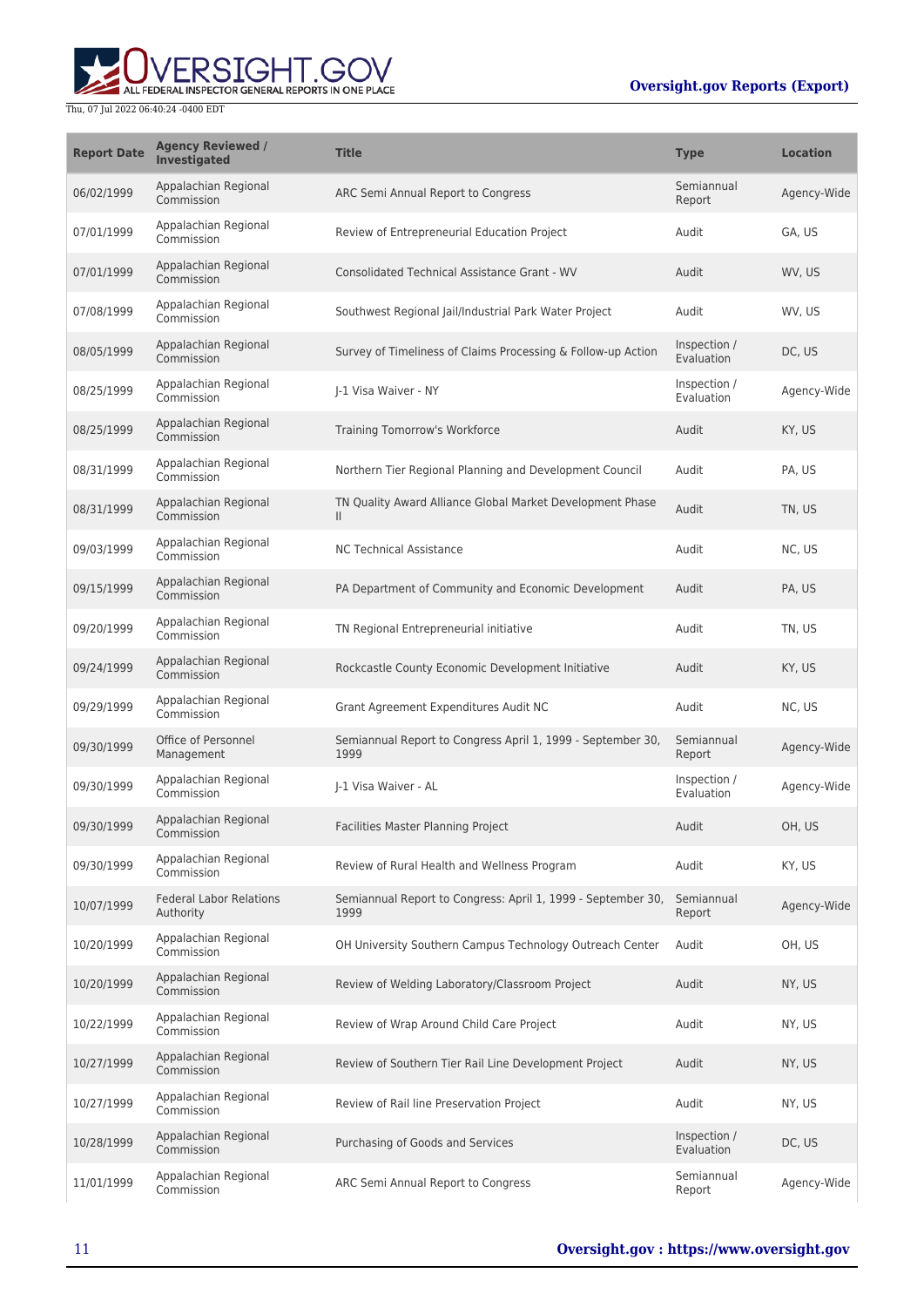| Report Date | Agency Reviewed / Investigated | Title | Type | Location |
| --- | --- | --- | --- | --- |
| 06/02/1999 | Appalachian Regional Commission | ARC Semi Annual Report to Congress | Semiannual Report | Agency-Wide |
| 07/01/1999 | Appalachian Regional Commission | Review of Entrepreneurial Education Project | Audit | GA, US |
| 07/01/1999 | Appalachian Regional Commission | Consolidated Technical Assistance Grant - WV | Audit | WV, US |
| 07/08/1999 | Appalachian Regional Commission | Southwest Regional Jail/Industrial Park Water Project | Audit | WV, US |
| 08/05/1999 | Appalachian Regional Commission | Survey of Timeliness of Claims Processing & Follow-up Action | Inspection / Evaluation | DC, US |
| 08/25/1999 | Appalachian Regional Commission | J-1 Visa Waiver - NY | Inspection / Evaluation | Agency-Wide |
| 08/25/1999 | Appalachian Regional Commission | Training Tomorrow's Workforce | Audit | KY, US |
| 08/31/1999 | Appalachian Regional Commission | Northern Tier Regional Planning and Development Council | Audit | PA, US |
| 08/31/1999 | Appalachian Regional Commission | TN Quality Award Alliance Global Market Development Phase II | Audit | TN, US |
| 09/03/1999 | Appalachian Regional Commission | NC Technical Assistance | Audit | NC, US |
| 09/15/1999 | Appalachian Regional Commission | PA Department of Community and Economic Development | Audit | PA, US |
| 09/20/1999 | Appalachian Regional Commission | TN Regional Entrepreneurial initiative | Audit | TN, US |
| 09/24/1999 | Appalachian Regional Commission | Rockcastle County Economic Development Initiative | Audit | KY, US |
| 09/29/1999 | Appalachian Regional Commission | Grant Agreement Expenditures Audit NC | Audit | NC, US |
| 09/30/1999 | Office of Personnel Management | Semiannual Report to Congress April 1, 1999 - September 30, 1999 | Semiannual Report | Agency-Wide |
| 09/30/1999 | Appalachian Regional Commission | J-1 Visa Waiver - AL | Inspection / Evaluation | Agency-Wide |
| 09/30/1999 | Appalachian Regional Commission | Facilities Master Planning Project | Audit | OH, US |
| 09/30/1999 | Appalachian Regional Commission | Review of Rural Health and Wellness Program | Audit | KY, US |
| 10/07/1999 | Federal Labor Relations Authority | Semiannual Report to Congress: April 1, 1999 - September 30, 1999 | Semiannual Report | Agency-Wide |
| 10/20/1999 | Appalachian Regional Commission | OH University Southern Campus Technology Outreach Center | Audit | OH, US |
| 10/20/1999 | Appalachian Regional Commission | Review of Welding Laboratory/Classroom Project | Audit | NY, US |
| 10/22/1999 | Appalachian Regional Commission | Review of Wrap Around Child Care Project | Audit | NY, US |
| 10/27/1999 | Appalachian Regional Commission | Review of Southern Tier Rail Line Development Project | Audit | NY, US |
| 10/27/1999 | Appalachian Regional Commission | Review of Rail line Preservation Project | Audit | NY, US |
| 10/28/1999 | Appalachian Regional Commission | Purchasing of Goods and Services | Inspection / Evaluation | DC, US |
| 11/01/1999 | Appalachian Regional Commission | ARC Semi Annual Report to Congress | Semiannual Report | Agency-Wide |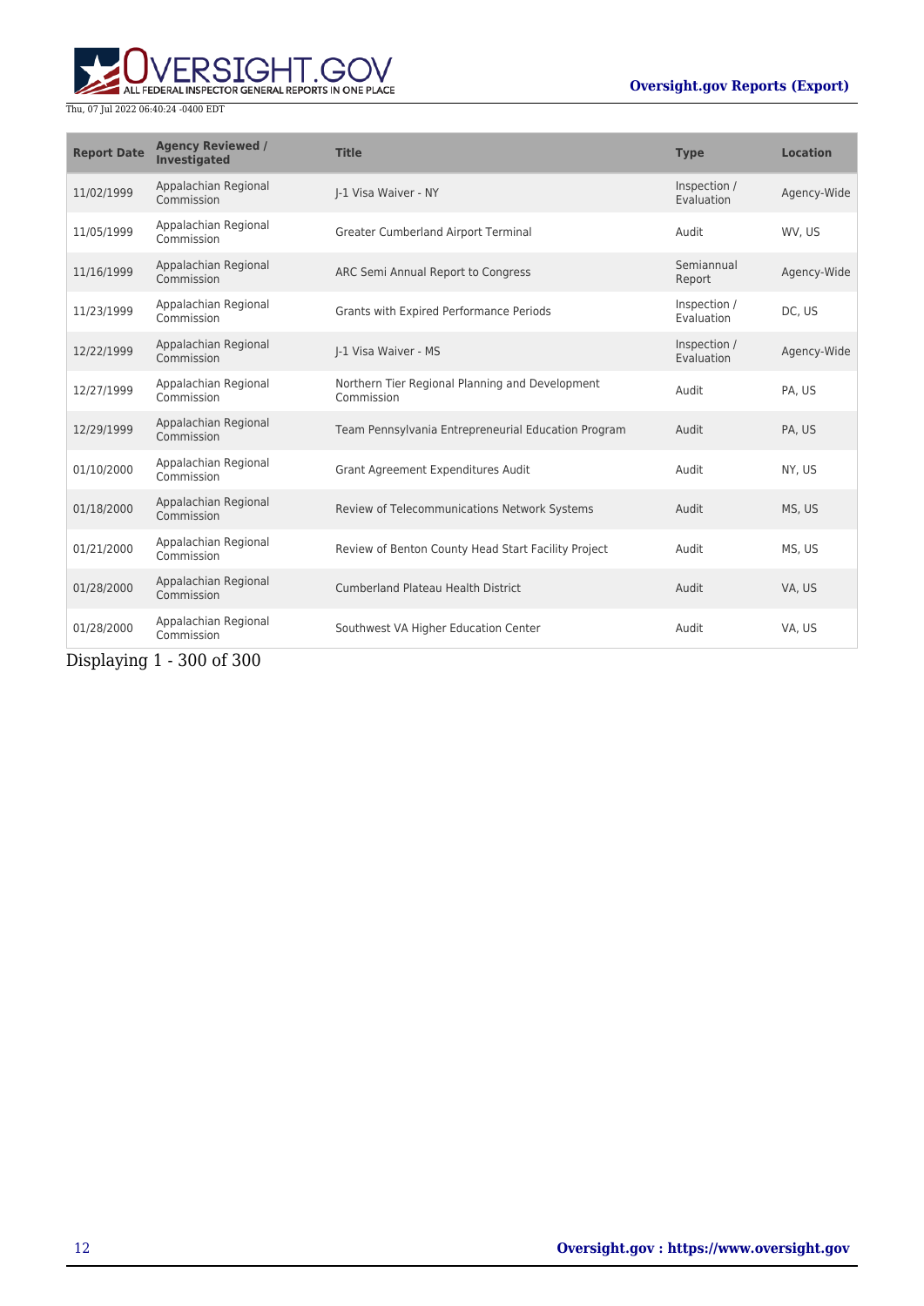| Report Date | Agency Reviewed / Investigated | Title | Type | Location |
| --- | --- | --- | --- | --- |
| 11/02/1999 | Appalachian Regional Commission | J-1 Visa Waiver - NY | Inspection / Evaluation | Agency-Wide |
| 11/05/1999 | Appalachian Regional Commission | Greater Cumberland Airport Terminal | Audit | WV, US |
| 11/16/1999 | Appalachian Regional Commission | ARC Semi Annual Report to Congress | Semiannual Report | Agency-Wide |
| 11/23/1999 | Appalachian Regional Commission | Grants with Expired Performance Periods | Inspection / Evaluation | DC, US |
| 12/22/1999 | Appalachian Regional Commission | J-1 Visa Waiver - MS | Inspection / Evaluation | Agency-Wide |
| 12/27/1999 | Appalachian Regional Commission | Northern Tier Regional Planning and Development Commission | Audit | PA, US |
| 12/29/1999 | Appalachian Regional Commission | Team Pennsylvania Entrepreneurial Education Program | Audit | PA, US |
| 01/10/2000 | Appalachian Regional Commission | Grant Agreement Expenditures Audit | Audit | NY, US |
| 01/18/2000 | Appalachian Regional Commission | Review of Telecommunications Network Systems | Audit | MS, US |
| 01/21/2000 | Appalachian Regional Commission | Review of Benton County Head Start Facility Project | Audit | MS, US |
| 01/28/2000 | Appalachian Regional Commission | Cumberland Plateau Health District | Audit | VA, US |
| 01/28/2000 | Appalachian Regional Commission | Southwest VA Higher Education Center | Audit | VA, US |

Displaying 1 - 300 of 300